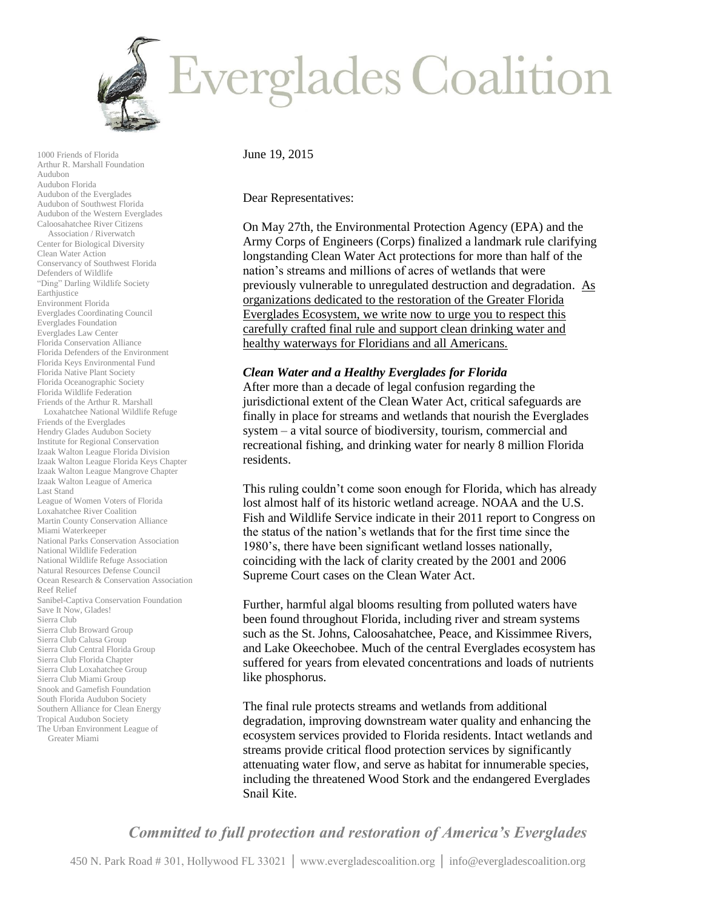# Everglades Coalition

1000 Friends of Florida
Arthur R. Marshall Foundation
Audubon
Audubon Florida
Audubon of the Everglades
Audubon of Southwest Florida
Audubon of the Western Everglades
Caloosahatchee River Citizens Association / Riverwatch
Center for Biological Diversity
Clean Water Action
Conservancy of Southwest Florida
Defenders of Wildlife
"Ding" Darling Wildlife Society
Earthjustice
Environment Florida
Everglades Coordinating Council
Everglades Foundation
Everglades Law Center
Florida Conservation Alliance
Florida Defenders of the Environment
Florida Keys Environmental Fund
Florida Native Plant Society
Florida Oceanographic Society
Florida Wildlife Federation
Friends of the Arthur R. Marshall Loxahatchee National Wildlife Refuge
Friends of the Everglades
Hendry Glades Audubon Society
Institute for Regional Conservation
Izaak Walton League Florida Division
Izaak Walton League Florida Keys Chapter
Izaak Walton League Mangrove Chapter
Izaak Walton League of America
Last Stand
League of Women Voters of Florida
Loxahatchee River Coalition
Martin County Conservation Alliance
Miami Waterkeeper
National Parks Conservation Association
National Wildlife Federation
National Wildlife Refuge Association
Natural Resources Defense Council
Ocean Research & Conservation Association
Reef Relief
Sanibel-Captiva Conservation Foundation
Save It Now, Glades!
Sierra Club
Sierra Club Broward Group
Sierra Club Calusa Group
Sierra Club Central Florida Group
Sierra Club Florida Chapter
Sierra Club Loxahatchee Group
Sierra Club Miami Group
Snook and Gamefish Foundation
South Florida Audubon Society
Southern Alliance for Clean Energy
Tropical Audubon Society
The Urban Environment League of Greater Miami

June 19, 2015

Dear Representatives:

On May 27th, the Environmental Protection Agency (EPA) and the Army Corps of Engineers (Corps) finalized a landmark rule clarifying longstanding Clean Water Act protections for more than half of the nation's streams and millions of acres of wetlands that were previously vulnerable to unregulated destruction and degradation. <u>As organizations dedicated to the restoration of the Greater Florida Everglades Ecosystem, we write now to urge you to respect this carefully crafted final rule and support clean drinking water and healthy waterways for Floridians and all Americans.</u>

***Clean Water and a Healthy Everglades for Florida***

After more than a decade of legal confusion regarding the jurisdictional extent of the Clean Water Act, critical safeguards are finally in place for streams and wetlands that nourish the Everglades system – a vital source of biodiversity, tourism, commercial and recreational fishing, and drinking water for nearly 8 million Florida residents.

This ruling couldn't come soon enough for Florida, which has already lost almost half of its historic wetland acreage. NOAA and the U.S. Fish and Wildlife Service indicate in their 2011 report to Congress on the status of the nation's wetlands that for the first time since the 1980's, there have been significant wetland losses nationally, coinciding with the lack of clarity created by the 2001 and 2006 Supreme Court cases on the Clean Water Act.

Further, harmful algal blooms resulting from polluted waters have been found throughout Florida, including river and stream systems such as the St. Johns, Caloosahatchee, Peace, and Kissimmee Rivers, and Lake Okeechobee. Much of the central Everglades ecosystem has suffered for years from elevated concentrations and loads of nutrients like phosphorus.

The final rule protects streams and wetlands from additional degradation, improving downstream water quality and enhancing the ecosystem services provided to Florida residents. Intact wetlands and streams provide critical flood protection services by significantly attenuating water flow, and serve as habitat for innumerable species, including the threatened Wood Stork and the endangered Everglades Snail Kite.

*Committed to full protection and restoration of America's Everglades*

450 N. Park Road # 301, Hollywood FL 33021 | www.evergladescoalition.org | info@evergladescoalition.org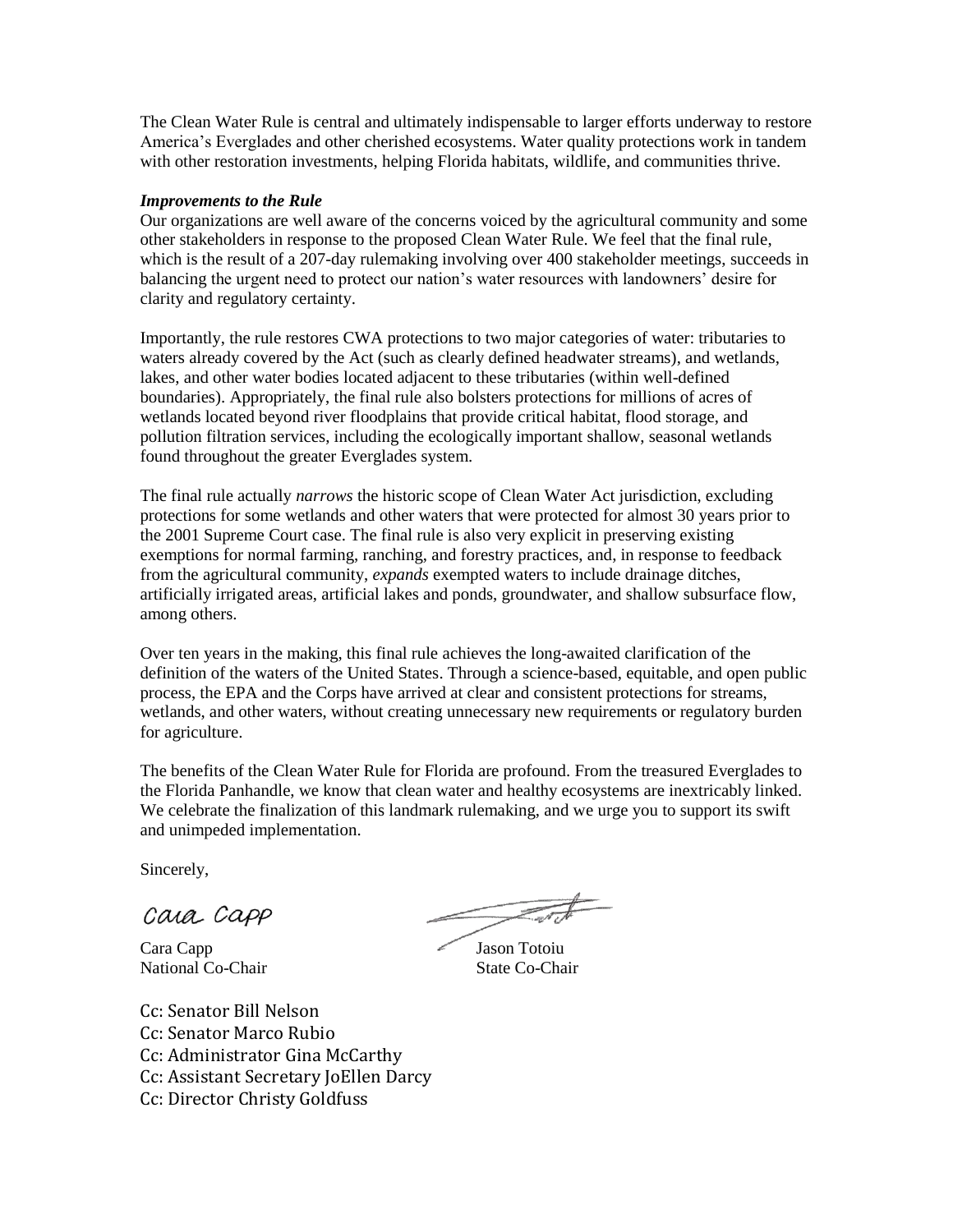The Clean Water Rule is central and ultimately indispensable to larger efforts underway to restore America's Everglades and other cherished ecosystems. Water quality protections work in tandem with other restoration investments, helping Florida habitats, wildlife, and communities thrive.

***Improvements to the Rule***

Our organizations are well aware of the concerns voiced by the agricultural community and some other stakeholders in response to the proposed Clean Water Rule. We feel that the final rule, which is the result of a 207-day rulemaking involving over 400 stakeholder meetings, succeeds in balancing the urgent need to protect our nation's water resources with landowners' desire for clarity and regulatory certainty.

Importantly, the rule restores CWA protections to two major categories of water: tributaries to waters already covered by the Act (such as clearly defined headwater streams), and wetlands, lakes, and other water bodies located adjacent to these tributaries (within well-defined boundaries). Appropriately, the final rule also bolsters protections for millions of acres of wetlands located beyond river floodplains that provide critical habitat, flood storage, and pollution filtration services, including the ecologically important shallow, seasonal wetlands found throughout the greater Everglades system.

The final rule actually *narrows* the historic scope of Clean Water Act jurisdiction, excluding protections for some wetlands and other waters that were protected for almost 30 years prior to the 2001 Supreme Court case. The final rule is also very explicit in preserving existing exemptions for normal farming, ranching, and forestry practices, and, in response to feedback from the agricultural community, *expands* exempted waters to include drainage ditches, artificially irrigated areas, artificial lakes and ponds, groundwater, and shallow subsurface flow, among others.

Over ten years in the making, this final rule achieves the long-awaited clarification of the definition of the waters of the United States. Through a science-based, equitable, and open public process, the EPA and the Corps have arrived at clear and consistent protections for streams, wetlands, and other waters, without creating unnecessary new requirements or regulatory burden for agriculture.

The benefits of the Clean Water Rule for Florida are profound. From the treasured Everglades to the Florida Panhandle, we know that clean water and healthy ecosystems are inextricably linked. We celebrate the finalization of this landmark rulemaking, and we urge you to support its swift and unimpeded implementation.

Sincerely,

Cara Capp
National Co-Chair

Jason Totoiu
State Co-Chair

Cc: Senator Bill Nelson
Cc: Senator Marco Rubio
Cc: Administrator Gina McCarthy
Cc: Assistant Secretary JoEllen Darcy
Cc: Director Christy Goldfuss